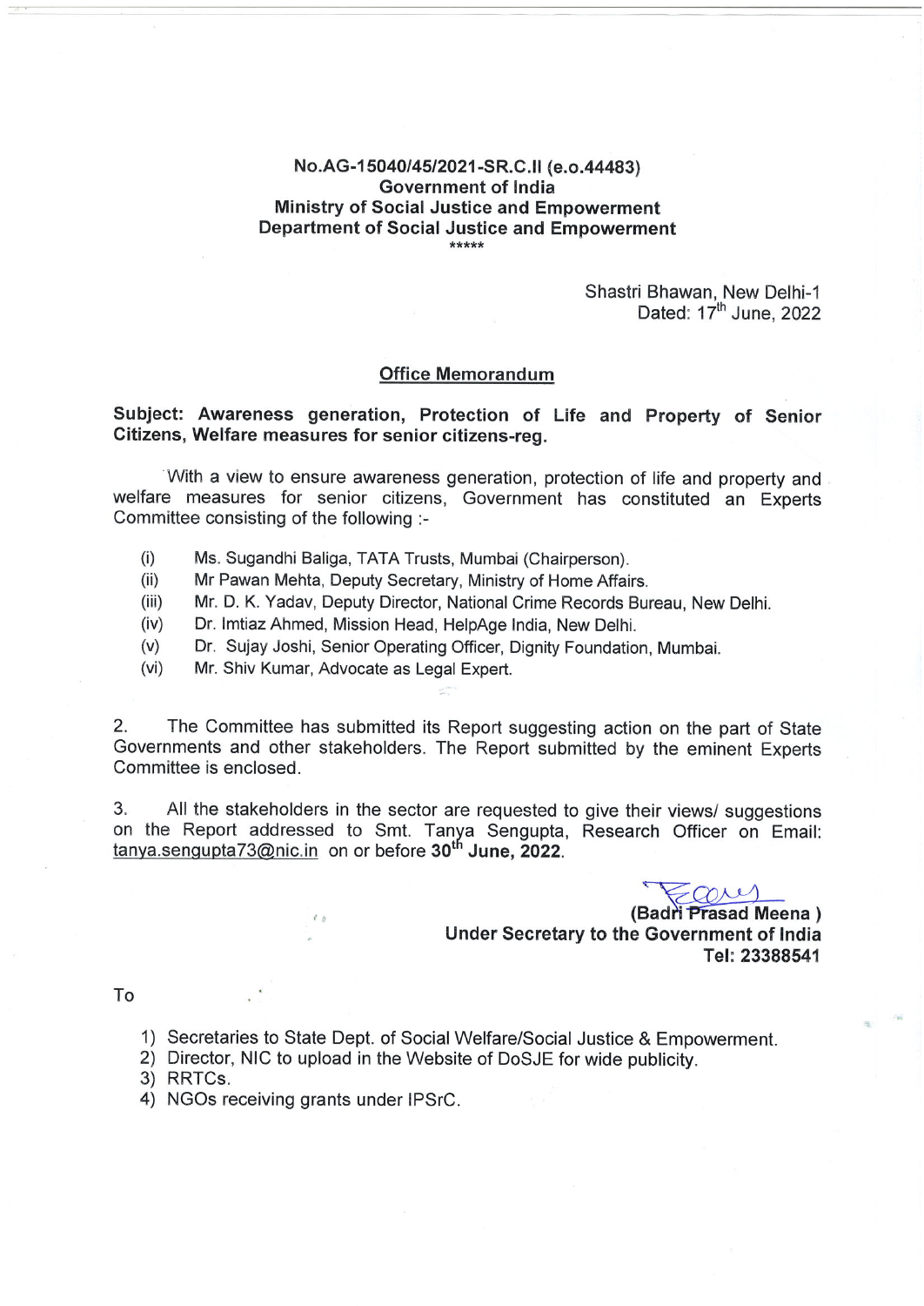**No.AG-15040/45/2021-SR.C.II (e.o.44483)**
**Government of India**
**Ministry of Social Justice and Empowerment**
**Department of Social Justice and Empowerment**

\*\*\*\*\*

Shastri Bhawan, New Delhi-1
Dated: 17th June, 2022

## Office Memorandum

**Subject: Awareness generation, Protection of Life and Property of Senior Citizens, Welfare measures for senior citizens-reg.**

With a view to ensure awareness generation, protection of life and property and welfare measures for senior citizens, Government has constituted an Experts Committee consisting of the following :-

(i) Ms. Sugandhi Baliga, TATA Trusts, Mumbai (Chairperson).
(ii) Mr Pawan Mehta, Deputy Secretary, Ministry of Home Affairs.
(iii) Mr. D. K. Yadav, Deputy Director, National Crime Records Bureau, New Delhi.
(iv) Dr. Imtiaz Ahmed, Mission Head, HelpAge India, New Delhi.
(v) Dr. Sujay Joshi, Senior Operating Officer, Dignity Foundation, Mumbai.
(vi) Mr. Shiv Kumar, Advocate as Legal Expert.

2. The Committee has submitted its Report suggesting action on the part of State Governments and other stakeholders. The Report submitted by the eminent Experts Committee is enclosed.

3. All the stakeholders in the sector are requested to give their views/ suggestions on the Report addressed to Smt. Tanya Sengupta, Research Officer on Email: tanya.sengupta73@nic.in on or before **30th June, 2022**.

**(Badri Prasad Meena )**
**Under Secretary to the Government of India**
**Tel: 23388541**

To

1) Secretaries to State Dept. of Social Welfare/Social Justice & Empowerment.
2) Director, NIC to upload in the Website of DoSJE for wide publicity.
3) RRTCs.
4) NGOs receiving grants under IPSrC.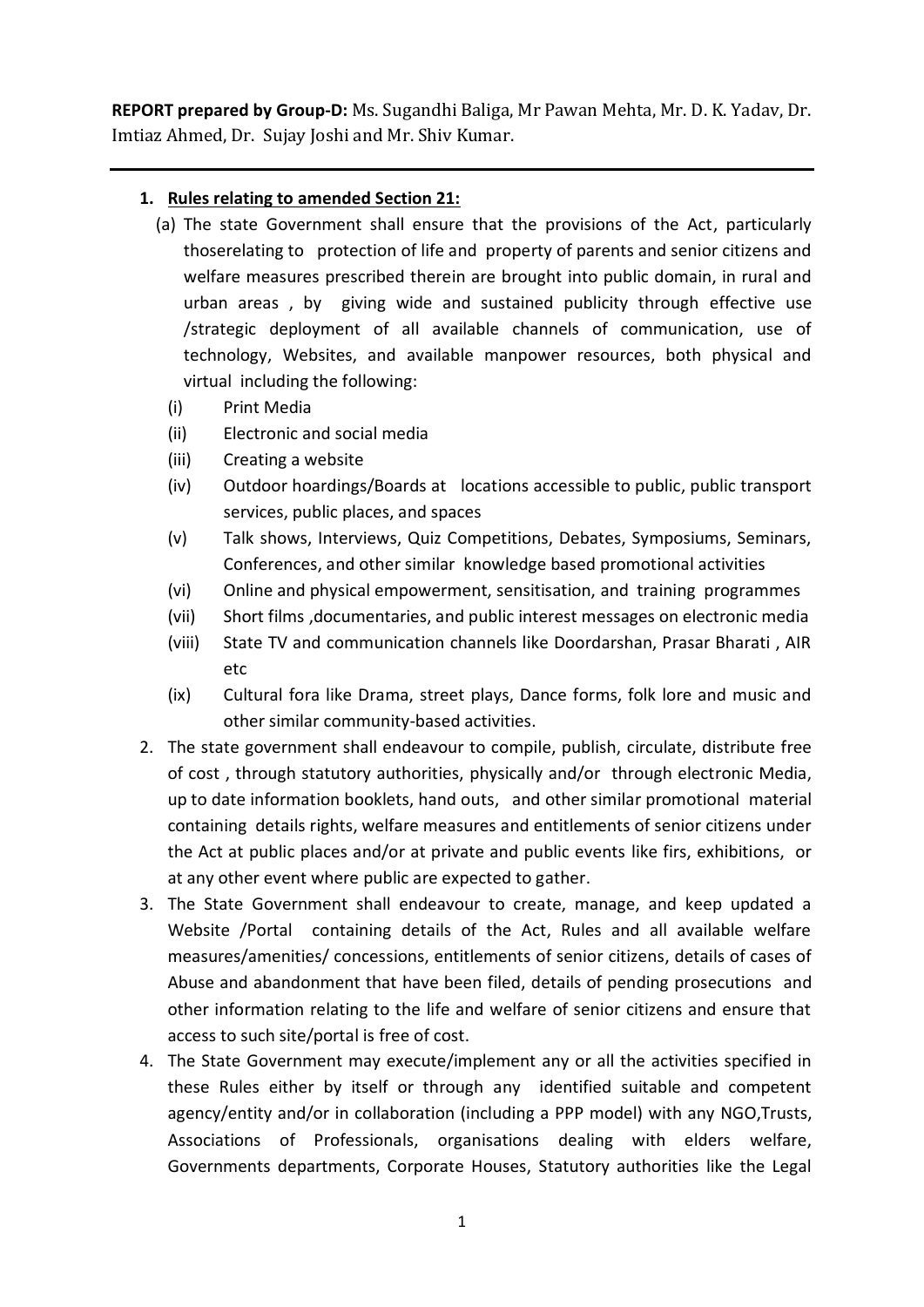**REPORT prepared by Group-D:** Ms. Sugandhi Baliga, Mr Pawan Mehta, Mr. D. K. Yadav, Dr. Imtiaz Ahmed, Dr. Sujay Joshi and Mr. Shiv Kumar.

---

1. **Rules relating to amended Section 21:**

   (a) The state Government shall ensure that the provisions of the Act, particularly thoserelating to protection of life and property of parents and senior citizens and welfare measures prescribed therein are brought into public domain, in rural and urban areas , by giving wide and sustained publicity through effective use /strategic deployment of all available channels of communication, use of technology, Websites, and available manpower resources, both physical and virtual including the following:

   (i) Print Media
   (ii) Electronic and social media
   (iii) Creating a website
   (iv) Outdoor hoardings/Boards at locations accessible to public, public transport services, public places, and spaces
   (v) Talk shows, Interviews, Quiz Competitions, Debates, Symposiums, Seminars, Conferences, and other similar knowledge based promotional activities
   (vi) Online and physical empowerment, sensitisation, and training programmes
   (vii) Short films ,documentaries, and public interest messages on electronic media
   (viii) State TV and communication channels like Doordarshan, Prasar Bharati , AIR etc
   (ix) Cultural fora like Drama, street plays, Dance forms, folk lore and music and other similar community-based activities.

2. The state government shall endeavour to compile, publish, circulate, distribute free of cost , through statutory authorities, physically and/or through electronic Media, up to date information booklets, hand outs, and other similar promotional material containing details rights, welfare measures and entitlements of senior citizens under the Act at public places and/or at private and public events like firs, exhibitions, or at any other event where public are expected to gather.

3. The State Government shall endeavour to create, manage, and keep updated a Website /Portal containing details of the Act, Rules and all available welfare measures/amenities/ concessions, entitlements of senior citizens, details of cases of Abuse and abandonment that have been filed, details of pending prosecutions and other information relating to the life and welfare of senior citizens and ensure that access to such site/portal is free of cost.

4. The State Government may execute/implement any or all the activities specified in these Rules either by itself or through any identified suitable and competent agency/entity and/or in collaboration (including a PPP model) with any NGO,Trusts, Associations of Professionals, organisations dealing with elders welfare, Governments departments, Corporate Houses, Statutory authorities like the Legal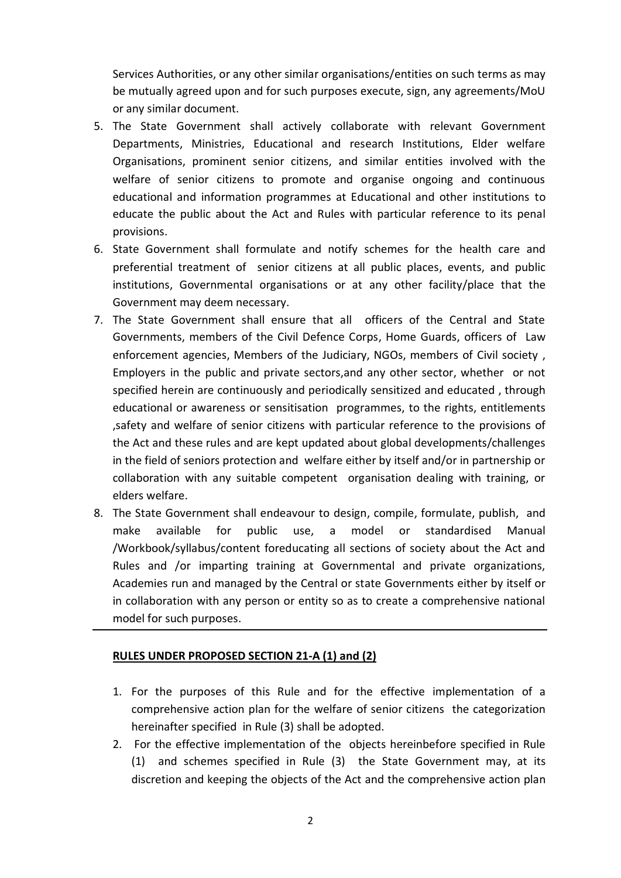Services Authorities, or any other similar organisations/entities on such terms as may be mutually agreed upon and for such purposes execute, sign, any agreements/MoU or any similar document.

5. The State Government shall actively collaborate with relevant Government Departments, Ministries, Educational and research Institutions, Elder welfare Organisations, prominent senior citizens, and similar entities involved with the welfare of senior citizens to promote and organise ongoing and continuous educational and information programmes at Educational and other institutions to educate the public about the Act and Rules with particular reference to its penal provisions.
6. State Government shall formulate and notify schemes for the health care and preferential treatment of senior citizens at all public places, events, and public institutions, Governmental organisations or at any other facility/place that the Government may deem necessary.
7. The State Government shall ensure that all officers of the Central and State Governments, members of the Civil Defence Corps, Home Guards, officers of Law enforcement agencies, Members of the Judiciary, NGOs, members of Civil society , Employers in the public and private sectors,and any other sector, whether or not specified herein are continuously and periodically sensitized and educated , through educational or awareness or sensitisation programmes, to the rights, entitlements ,safety and welfare of senior citizens with particular reference to the provisions of the Act and these rules and are kept updated about global developments/challenges in the field of seniors protection and welfare either by itself and/or in partnership or collaboration with any suitable competent organisation dealing with training, or elders welfare.
8. The State Government shall endeavour to design, compile, formulate, publish, and make available for public use, a model or standardised Manual /Workbook/syllabus/content foreducating all sections of society about the Act and Rules and /or imparting training at Governmental and private organizations, Academies run and managed by the Central or state Governments either by itself or in collaboration with any person or entity so as to create a comprehensive national model for such purposes.

---

**RULES UNDER PROPOSED SECTION 21-A (1) and (2)**

1. For the purposes of this Rule and for the effective implementation of a comprehensive action plan for the welfare of senior citizens the categorization hereinafter specified in Rule (3) shall be adopted.
2. For the effective implementation of the objects hereinbefore specified in Rule (1) and schemes specified in Rule (3) the State Government may, at its discretion and keeping the objects of the Act and the comprehensive action plan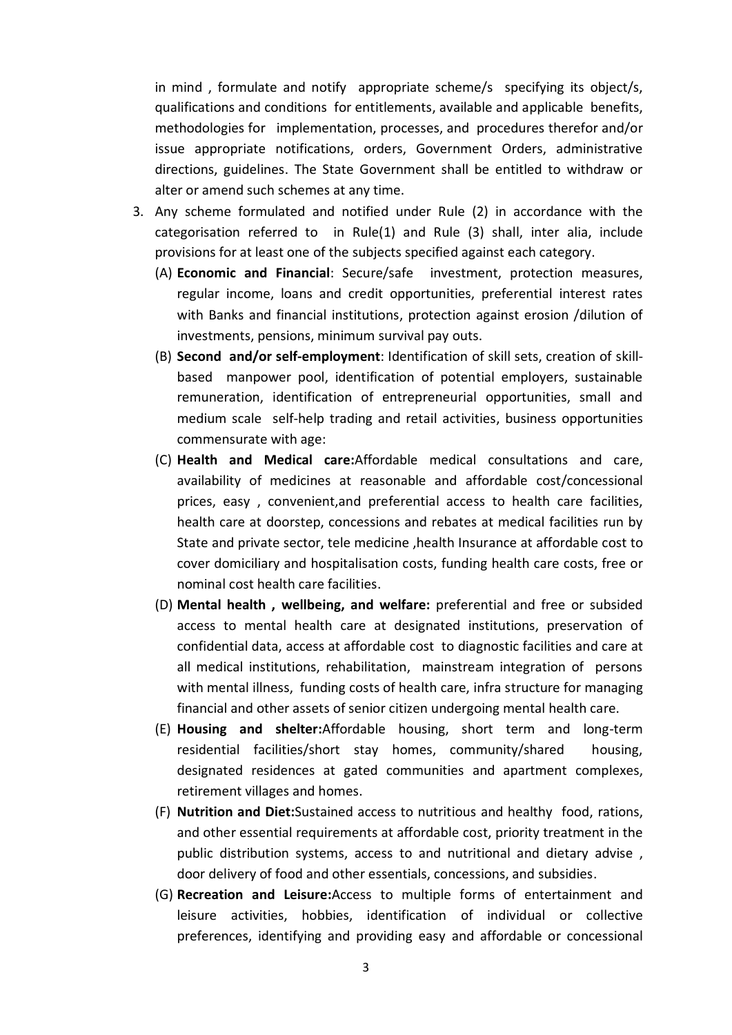in mind , formulate and notify appropriate scheme/s specifying its object/s, qualifications and conditions for entitlements, available and applicable benefits, methodologies for implementation, processes, and procedures therefor and/or issue appropriate notifications, orders, Government Orders, administrative directions, guidelines. The State Government shall be entitled to withdraw or alter or amend such schemes at any time.

3. Any scheme formulated and notified under Rule (2) in accordance with the categorisation referred to in Rule(1) and Rule (3) shall, inter alia, include provisions for at least one of the subjects specified against each category.

   (A) **Economic and Financial**: Secure/safe investment, protection measures, regular income, loans and credit opportunities, preferential interest rates with Banks and financial institutions, protection against erosion /dilution of investments, pensions, minimum survival pay outs.

   (B) **Second and/or self-employment**: Identification of skill sets, creation of skill-based manpower pool, identification of potential employers, sustainable remuneration, identification of entrepreneurial opportunities, small and medium scale self-help trading and retail activities, business opportunities commensurate with age:

   (C) **Health and Medical care:**Affordable medical consultations and care, availability of medicines at reasonable and affordable cost/concessional prices, easy , convenient,and preferential access to health care facilities, health care at doorstep, concessions and rebates at medical facilities run by State and private sector, tele medicine ,health Insurance at affordable cost to cover domiciliary and hospitalisation costs, funding health care costs, free or nominal cost health care facilities.

   (D) **Mental health , wellbeing, and welfare:** preferential and free or subsided access to mental health care at designated institutions, preservation of confidential data, access at affordable cost to diagnostic facilities and care at all medical institutions, rehabilitation, mainstream integration of persons with mental illness, funding costs of health care, infra structure for managing financial and other assets of senior citizen undergoing mental health care.

   (E) **Housing and shelter:**Affordable housing, short term and long-term residential facilities/short stay homes, community/shared housing, designated residences at gated communities and apartment complexes, retirement villages and homes.

   (F) **Nutrition and Diet:**Sustained access to nutritious and healthy food, rations, and other essential requirements at affordable cost, priority treatment in the public distribution systems, access to and nutritional and dietary advise , door delivery of food and other essentials, concessions, and subsidies.

   (G) **Recreation and Leisure:**Access to multiple forms of entertainment and leisure activities, hobbies, identification of individual or collective preferences, identifying and providing easy and affordable or concessional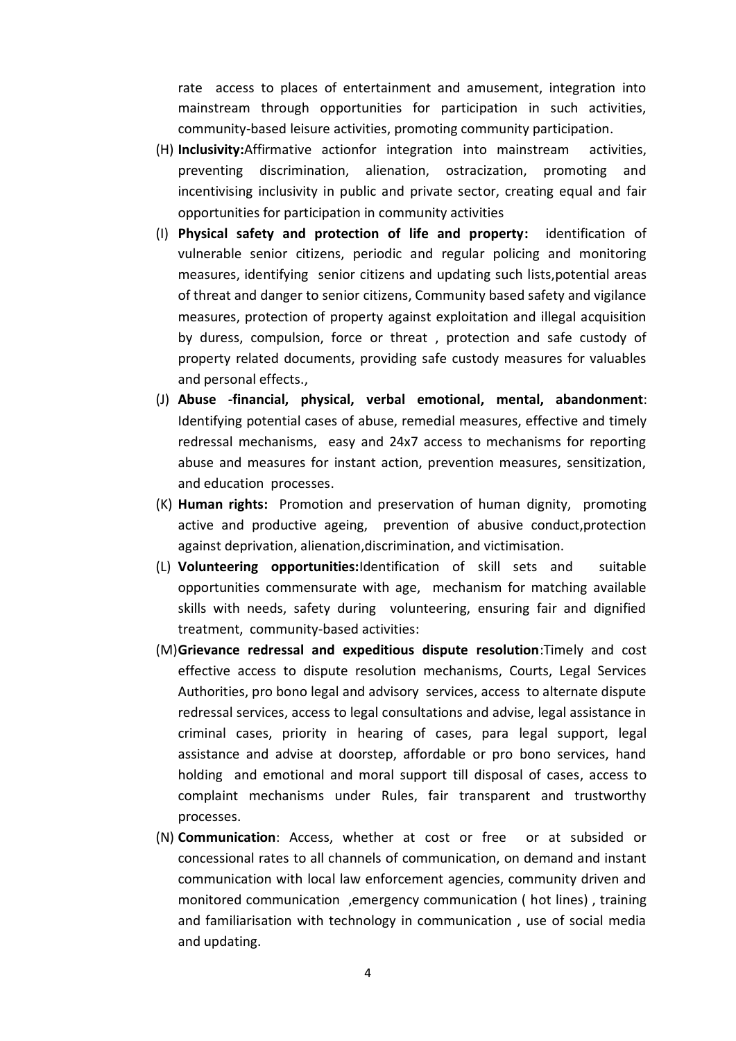rate access to places of entertainment and amusement, integration into mainstream through opportunities for participation in such activities, community-based leisure activities, promoting community participation.

(H) **Inclusivity:**Affirmative actionfor integration into mainstream activities, preventing discrimination, alienation, ostracization, promoting and incentivising inclusivity in public and private sector, creating equal and fair opportunities for participation in community activities

(I) **Physical safety and protection of life and property:** identification of vulnerable senior citizens, periodic and regular policing and monitoring measures, identifying senior citizens and updating such lists,potential areas of threat and danger to senior citizens, Community based safety and vigilance measures, protection of property against exploitation and illegal acquisition by duress, compulsion, force or threat , protection and safe custody of property related documents, providing safe custody measures for valuables and personal effects.,

(J) **Abuse -financial, physical, verbal emotional, mental, abandonment**: Identifying potential cases of abuse, remedial measures, effective and timely redressal mechanisms, easy and 24x7 access to mechanisms for reporting abuse and measures for instant action, prevention measures, sensitization, and education processes.

(K) **Human rights:** Promotion and preservation of human dignity, promoting active and productive ageing, prevention of abusive conduct,protection against deprivation, alienation,discrimination, and victimisation.

(L) **Volunteering opportunities:**Identification of skill sets and suitable opportunities commensurate with age, mechanism for matching available skills with needs, safety during volunteering, ensuring fair and dignified treatment, community-based activities:

(M)**Grievance redressal and expeditious dispute resolution**:Timely and cost effective access to dispute resolution mechanisms, Courts, Legal Services Authorities, pro bono legal and advisory services, access to alternate dispute redressal services, access to legal consultations and advise, legal assistance in criminal cases, priority in hearing of cases, para legal support, legal assistance and advise at doorstep, affordable or pro bono services, hand holding and emotional and moral support till disposal of cases, access to complaint mechanisms under Rules, fair transparent and trustworthy processes.

(N) **Communication**: Access, whether at cost or free or at subsided or concessional rates to all channels of communication, on demand and instant communication with local law enforcement agencies, community driven and monitored communication ,emergency communication ( hot lines) , training and familiarisation with technology in communication , use of social media and updating.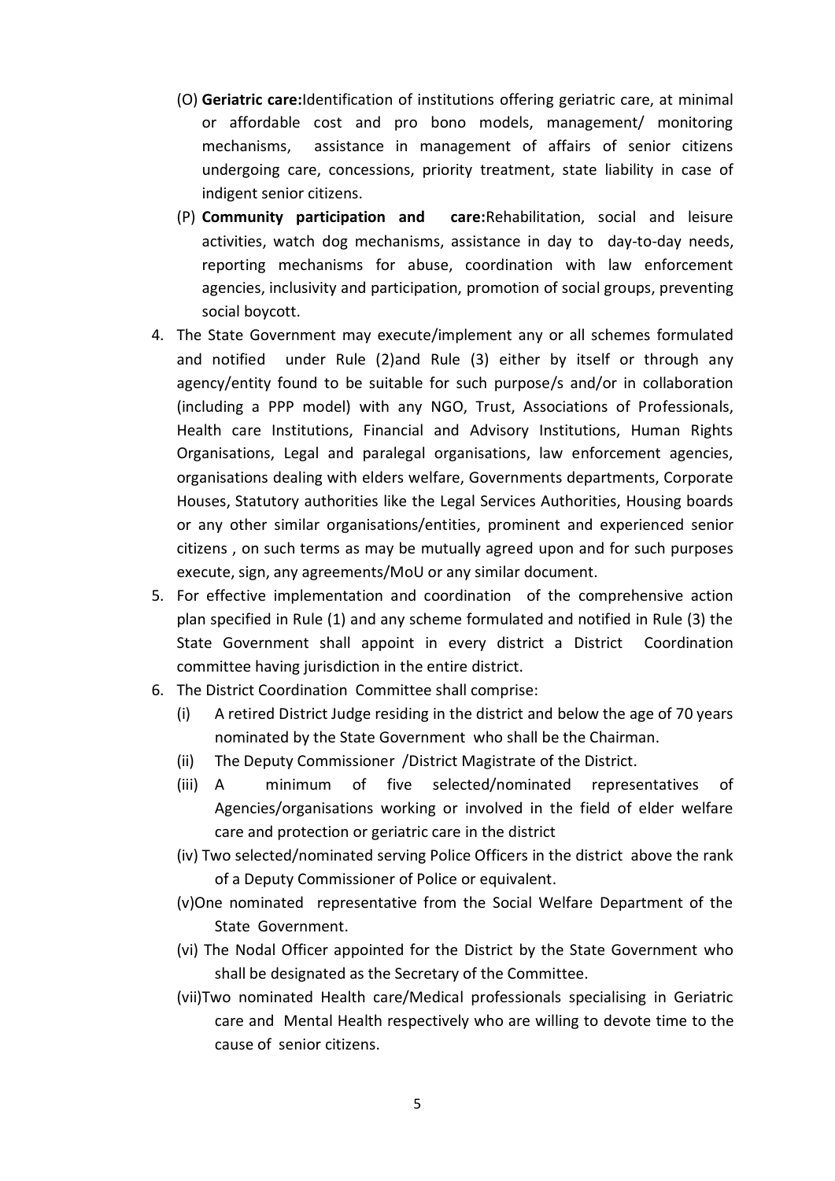(O) **Geriatric care:**Identification of institutions offering geriatric care, at minimal or affordable cost and pro bono models, management/ monitoring mechanisms, assistance in management of affairs of senior citizens undergoing care, concessions, priority treatment, state liability in case of indigent senior citizens.

(P) **Community participation and care:**Rehabilitation, social and leisure activities, watch dog mechanisms, assistance in day to day-to-day needs, reporting mechanisms for abuse, coordination with law enforcement agencies, inclusivity and participation, promotion of social groups, preventing social boycott.

4. The State Government may execute/implement any or all schemes formulated and notified under Rule (2)and Rule (3) either by itself or through any agency/entity found to be suitable for such purpose/s and/or in collaboration (including a PPP model) with any NGO, Trust, Associations of Professionals, Health care Institutions, Financial and Advisory Institutions, Human Rights Organisations, Legal and paralegal organisations, law enforcement agencies, organisations dealing with elders welfare, Governments departments, Corporate Houses, Statutory authorities like the Legal Services Authorities, Housing boards or any other similar organisations/entities, prominent and experienced senior citizens , on such terms as may be mutually agreed upon and for such purposes execute, sign, any agreements/MoU or any similar document.
5. For effective implementation and coordination of the comprehensive action plan specified in Rule (1) and any scheme formulated and notified in Rule (3) the State Government shall appoint in every district a District Coordination committee having jurisdiction in the entire district.
6. The District Coordination Committee shall comprise:
   (i) A retired District Judge residing in the district and below the age of 70 years nominated by the State Government who shall be the Chairman.
   (ii) The Deputy Commissioner /District Magistrate of the District.
   (iii) A minimum of five selected/nominated representatives of Agencies/organisations working or involved in the field of elder welfare care and protection or geriatric care in the district
   (iv) Two selected/nominated serving Police Officers in the district above the rank of a Deputy Commissioner of Police or equivalent.
   (v)One nominated representative from the Social Welfare Department of the State Government.
   (vi) The Nodal Officer appointed for the District by the State Government who shall be designated as the Secretary of the Committee.
   (vii)Two nominated Health care/Medical professionals specialising in Geriatric care and Mental Health respectively who are willing to devote time to the cause of senior citizens.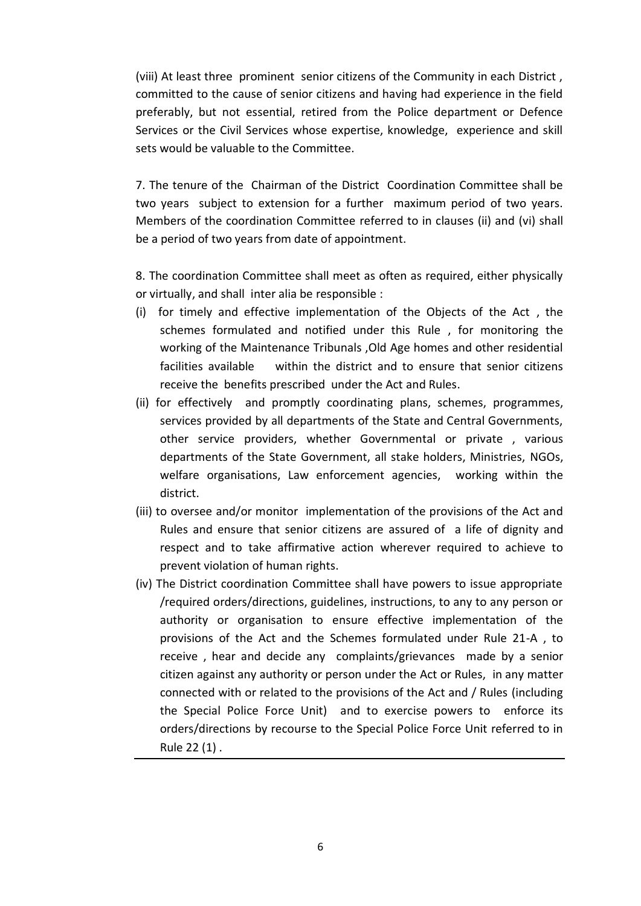(viii) At least three prominent senior citizens of the Community in each District , committed to the cause of senior citizens and having had experience in the field preferably, but not essential, retired from the Police department or Defence Services or the Civil Services whose expertise, knowledge, experience and skill sets would be valuable to the Committee.

7. The tenure of the Chairman of the District Coordination Committee shall be two years subject to extension for a further maximum period of two years. Members of the coordination Committee referred to in clauses (ii) and (vi) shall be a period of two years from date of appointment.

8. The coordination Committee shall meet as often as required, either physically or virtually, and shall inter alia be responsible :

(i) for timely and effective implementation of the Objects of the Act , the schemes formulated and notified under this Rule , for monitoring the working of the Maintenance Tribunals ,Old Age homes and other residential facilities available within the district and to ensure that senior citizens receive the benefits prescribed under the Act and Rules.

(ii) for effectively and promptly coordinating plans, schemes, programmes, services provided by all departments of the State and Central Governments, other service providers, whether Governmental or private , various departments of the State Government, all stake holders, Ministries, NGOs, welfare organisations, Law enforcement agencies, working within the district.

(iii) to oversee and/or monitor implementation of the provisions of the Act and Rules and ensure that senior citizens are assured of a life of dignity and respect and to take affirmative action wherever required to achieve to prevent violation of human rights.

(iv) The District coordination Committee shall have powers to issue appropriate /required orders/directions, guidelines, instructions, to any to any person or authority or organisation to ensure effective implementation of the provisions of the Act and the Schemes formulated under Rule 21-A , to receive , hear and decide any complaints/grievances made by a senior citizen against any authority or person under the Act or Rules, in any matter connected with or related to the provisions of the Act and / Rules (including the Special Police Force Unit) and to exercise powers to enforce its orders/directions by recourse to the Special Police Force Unit referred to in Rule 22 (1) .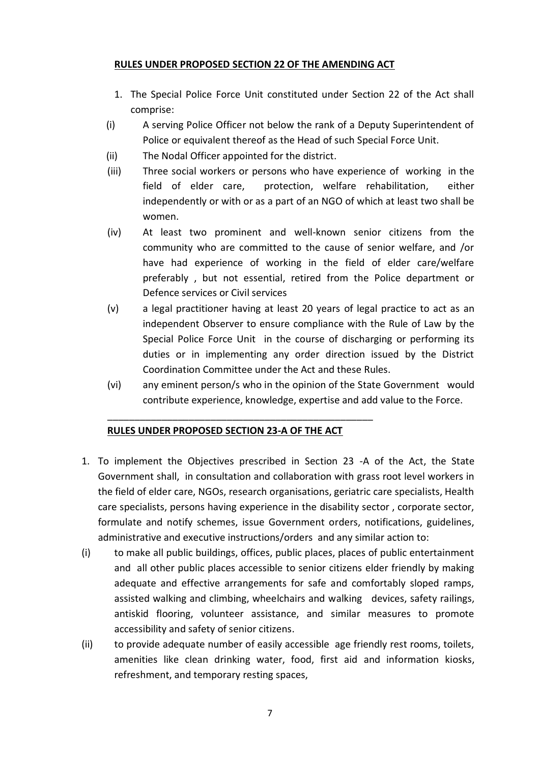**RULES UNDER PROPOSED SECTION 22 OF THE AMENDING ACT**

1. The Special Police Force Unit constituted under Section 22 of the Act shall comprise:

(i) A serving Police Officer not below the rank of a Deputy Superintendent of Police or equivalent thereof as the Head of such Special Force Unit.

(ii) The Nodal Officer appointed for the district.

(iii) Three social workers or persons who have experience of working in the field of elder care, protection, welfare rehabilitation, either independently or with or as a part of an NGO of which at least two shall be women.

(iv) At least two prominent and well-known senior citizens from the community who are committed to the cause of senior welfare, and /or have had experience of working in the field of elder care/welfare preferably , but not essential, retired from the Police department or Defence services or Civil services

(v) a legal practitioner having at least 20 years of legal practice to act as an independent Observer to ensure compliance with the Rule of Law by the Special Police Force Unit in the course of discharging or performing its duties or in implementing any order direction issued by the District Coordination Committee under the Act and these Rules.

(vi) any eminent person/s who in the opinion of the State Government would contribute experience, knowledge, expertise and add value to the Force.

---

**RULES UNDER PROPOSED SECTION 23-A OF THE ACT**

1. To implement the Objectives prescribed in Section 23 -A of the Act, the State Government shall, in consultation and collaboration with grass root level workers in the field of elder care, NGOs, research organisations, geriatric care specialists, Health care specialists, persons having experience in the disability sector , corporate sector, formulate and notify schemes, issue Government orders, notifications, guidelines, administrative and executive instructions/orders and any similar action to:

(i) to make all public buildings, offices, public places, places of public entertainment and all other public places accessible to senior citizens elder friendly by making adequate and effective arrangements for safe and comfortably sloped ramps, assisted walking and climbing, wheelchairs and walking devices, safety railings, antiskid flooring, volunteer assistance, and similar measures to promote accessibility and safety of senior citizens.

(ii) to provide adequate number of easily accessible age friendly rest rooms, toilets, amenities like clean drinking water, food, first aid and information kiosks, refreshment, and temporary resting spaces,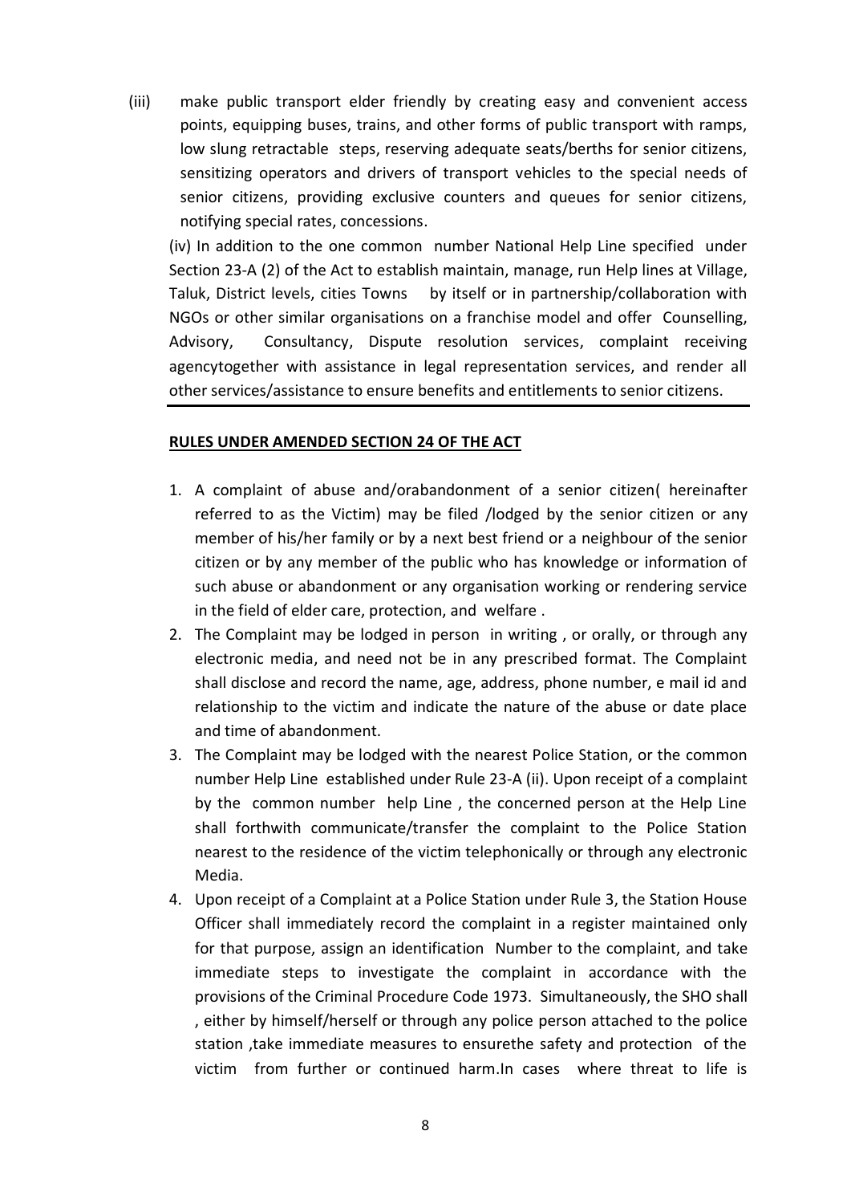(iii) make public transport elder friendly by creating easy and convenient access points, equipping buses, trains, and other forms of public transport with ramps, low slung retractable steps, reserving adequate seats/berths for senior citizens, sensitizing operators and drivers of transport vehicles to the special needs of senior citizens, providing exclusive counters and queues for senior citizens, notifying special rates, concessions.

(iv) In addition to the one common number National Help Line specified under Section 23-A (2) of the Act to establish maintain, manage, run Help lines at Village, Taluk, District levels, cities Towns by itself or in partnership/collaboration with NGOs or other similar organisations on a franchise model and offer Counselling, Advisory, Consultancy, Dispute resolution services, complaint receiving agencytogether with assistance in legal representation services, and render all other services/assistance to ensure benefits and entitlements to senior citizens.

---

**RULES UNDER AMENDED SECTION 24 OF THE ACT**

1. A complaint of abuse and/orabandonment of a senior citizen( hereinafter referred to as the Victim) may be filed /lodged by the senior citizen or any member of his/her family or by a next best friend or a neighbour of the senior citizen or by any member of the public who has knowledge or information of such abuse or abandonment or any organisation working or rendering service in the field of elder care, protection, and welfare .
2. The Complaint may be lodged in person in writing , or orally, or through any electronic media, and need not be in any prescribed format. The Complaint shall disclose and record the name, age, address, phone number, e mail id and relationship to the victim and indicate the nature of the abuse or date place and time of abandonment.
3. The Complaint may be lodged with the nearest Police Station, or the common number Help Line established under Rule 23-A (ii). Upon receipt of a complaint by the common number help Line , the concerned person at the Help Line shall forthwith communicate/transfer the complaint to the Police Station nearest to the residence of the victim telephonically or through any electronic Media.
4. Upon receipt of a Complaint at a Police Station under Rule 3, the Station House Officer shall immediately record the complaint in a register maintained only for that purpose, assign an identification Number to the complaint, and take immediate steps to investigate the complaint in accordance with the provisions of the Criminal Procedure Code 1973. Simultaneously, the SHO shall , either by himself/herself or through any police person attached to the police station ,take immediate measures to ensurethe safety and protection of the victim from further or continued harm.In cases where threat to life is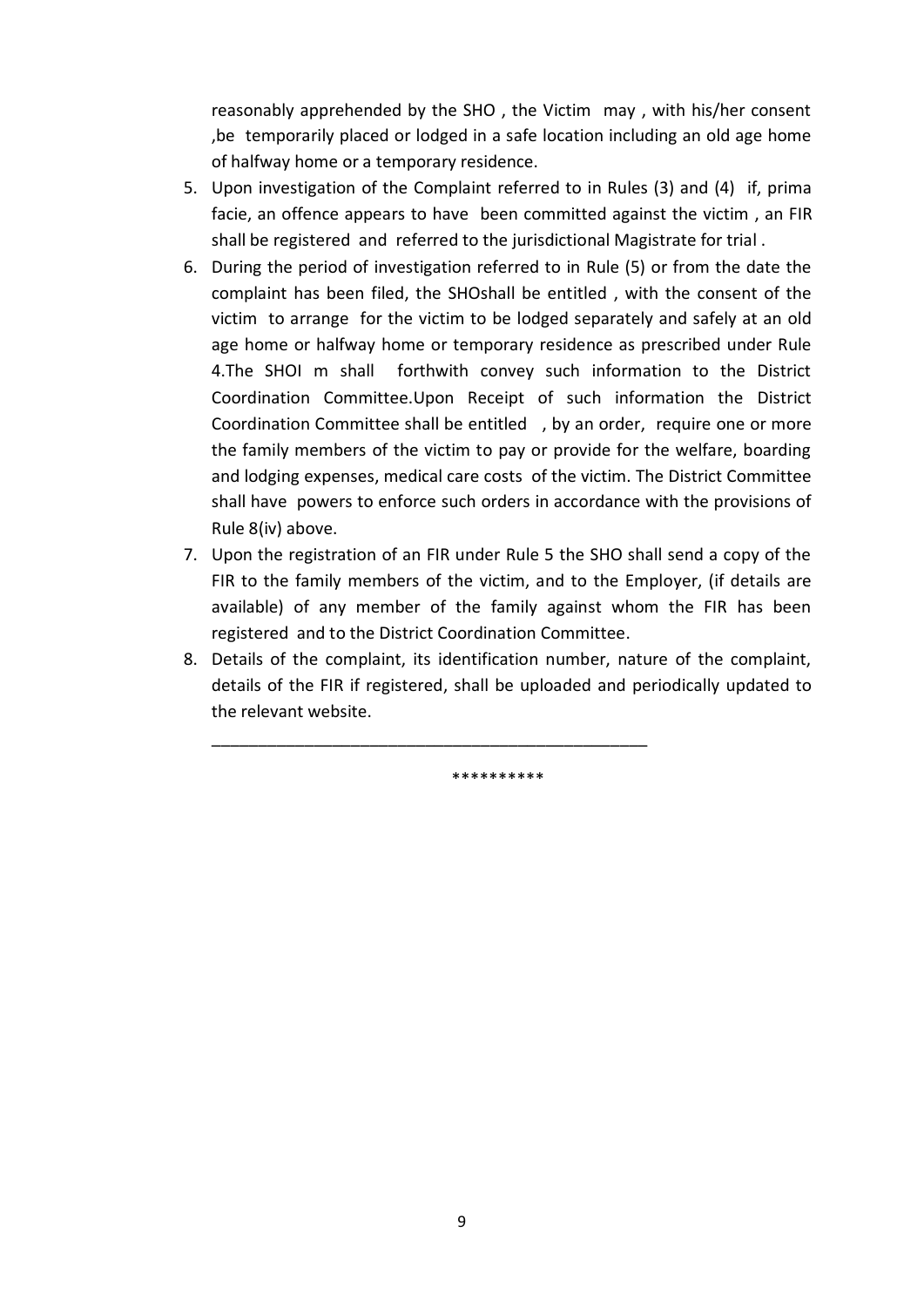reasonably apprehended by the SHO , the Victim may , with his/her consent ,be temporarily placed or lodged in a safe location including an old age home of halfway home or a temporary residence.

5. Upon investigation of the Complaint referred to in Rules (3) and (4) if, prima facie, an offence appears to have been committed against the victim , an FIR shall be registered and referred to the jurisdictional Magistrate for trial .
6. During the period of investigation referred to in Rule (5) or from the date the complaint has been filed, the SHOshall be entitled , with the consent of the victim to arrange for the victim to be lodged separately and safely at an old age home or halfway home or temporary residence as prescribed under Rule 4.The SHOI m shall forthwith convey such information to the District Coordination Committee.Upon Receipt of such information the District Coordination Committee shall be entitled , by an order, require one or more the family members of the victim to pay or provide for the welfare, boarding and lodging expenses, medical care costs of the victim. The District Committee shall have powers to enforce such orders in accordance with the provisions of Rule 8(iv) above.
7. Upon the registration of an FIR under Rule 5 the SHO shall send a copy of the FIR to the family members of the victim, and to the Employer, (if details are available) of any member of the family against whom the FIR has been registered and to the District Coordination Committee.
8. Details of the complaint, its identification number, nature of the complaint, details of the FIR if registered, shall be uploaded and periodically updated to the relevant website.

---

**********